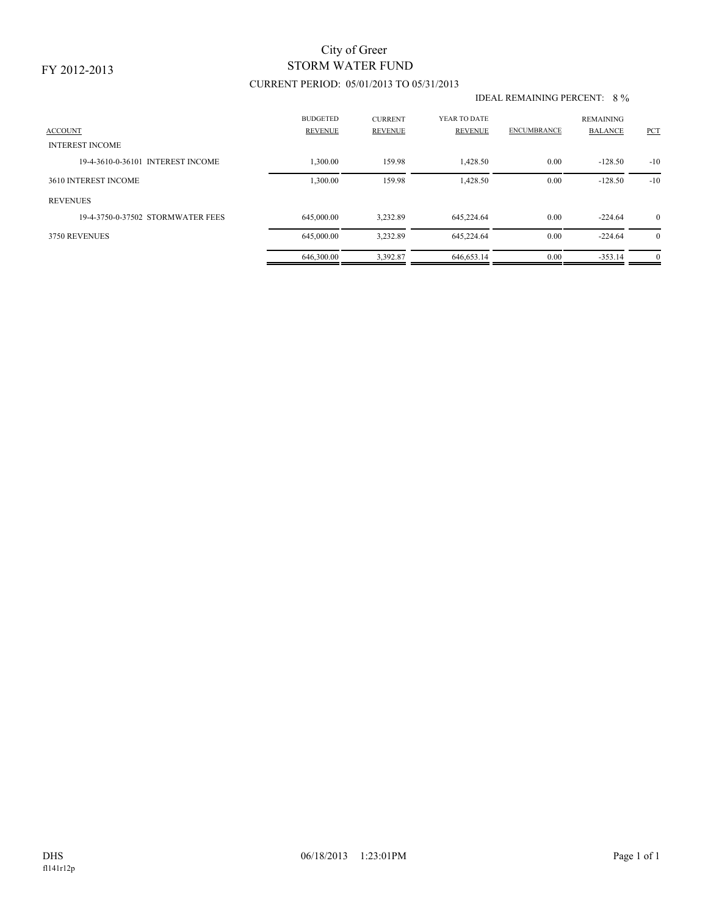FY 2012-2013

# City of Greer
## STORM WATER FUND
### CURRENT PERIOD: 05/01/2013 TO 05/31/2013

IDEAL REMAINING PERCENT: 8 %

| ACCOUNT | BUDGETED REVENUE | CURRENT REVENUE | YEAR TO DATE REVENUE | ENCUMBRANCE | REMAINING BALANCE | PCT |
|---|---|---|---|---|---|---|
| INTEREST INCOME | | | | | | |
| 19-4-3610-0-36101 INTEREST INCOME | 1,300.00 | 159.98 | 1,428.50 | 0.00 | -128.50 | -10 |
| 3610 INTEREST INCOME | 1,300.00 | 159.98 | 1,428.50 | 0.00 | -128.50 | -10 |
| REVENUES | | | | | | |
| 19-4-3750-0-37502 STORMWATER FEES | 645,000.00 | 3,232.89 | 645,224.64 | 0.00 | -224.64 | 0 |
| 3750 REVENUES | 645,000.00 | 3,232.89 | 645,224.64 | 0.00 | -224.64 | 0 |
| | 646,300.00 | 3,392.87 | 646,653.14 | 0.00 | -353.14 | 0 |

DHS 06/18/2013 1:23:01PM
fl141r12p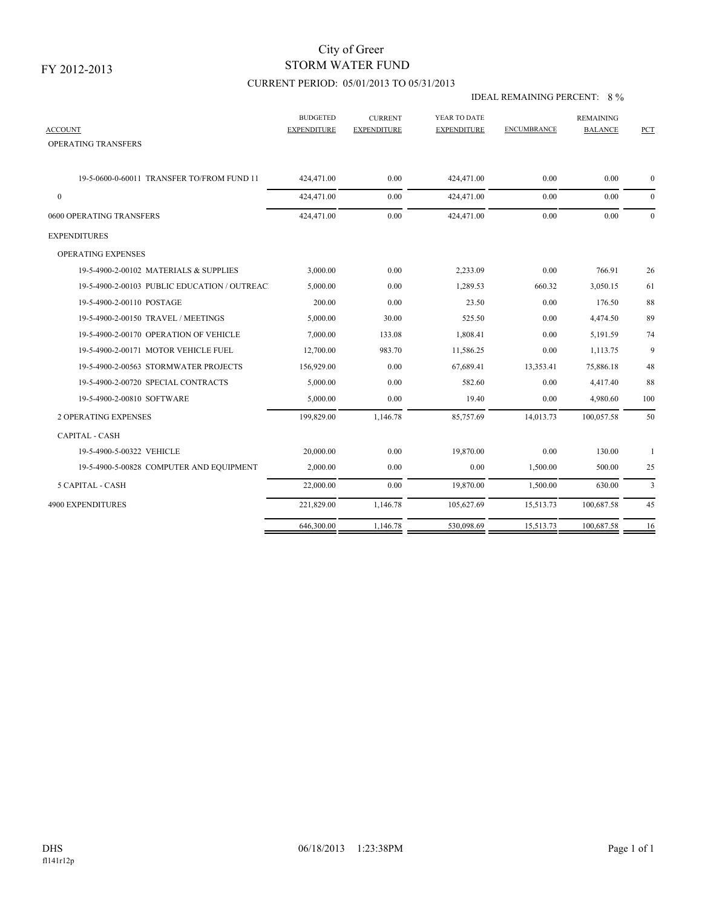FY 2012-2013

# City of Greer
## STORM WATER FUND
### CURRENT PERIOD: 05/01/2013 TO 05/31/2013

IDEAL REMAINING PERCENT: 8 %

| ACCOUNT | BUDGETED EXPENDITURE | CURRENT EXPENDITURE | YEAR TO DATE EXPENDITURE | ENCUMBRANCE | REMAINING BALANCE | PCT |
|---|---|---|---|---|---|---|
| OPERATING TRANSFERS | | | | | | |
| 19-5-0600-0-60011 TRANSFER TO/FROM FUND 11 | 424,471.00 | 0.00 | 424,471.00 | 0.00 | 0.00 | 0 |
| 0 | 424,471.00 | 0.00 | 424,471.00 | 0.00 | 0.00 | 0 |
| 0600 OPERATING TRANSFERS | 424,471.00 | 0.00 | 424,471.00 | 0.00 | 0.00 | 0 |
| EXPENDITURES | | | | | | |
| OPERATING EXPENSES | | | | | | |
| 19-5-4900-2-00102 MATERIALS & SUPPLIES | 3,000.00 | 0.00 | 2,233.09 | 0.00 | 766.91 | 26 |
| 19-5-4900-2-00103 PUBLIC EDUCATION / OUTREAC | 5,000.00 | 0.00 | 1,289.53 | 660.32 | 3,050.15 | 61 |
| 19-5-4900-2-00110 POSTAGE | 200.00 | 0.00 | 23.50 | 0.00 | 176.50 | 88 |
| 19-5-4900-2-00150 TRAVEL / MEETINGS | 5,000.00 | 30.00 | 525.50 | 0.00 | 4,474.50 | 89 |
| 19-5-4900-2-00170 OPERATION OF VEHICLE | 7,000.00 | 133.08 | 1,808.41 | 0.00 | 5,191.59 | 74 |
| 19-5-4900-2-00171 MOTOR VEHICLE FUEL | 12,700.00 | 983.70 | 11,586.25 | 0.00 | 1,113.75 | 9 |
| 19-5-4900-2-00563 STORMWATER PROJECTS | 156,929.00 | 0.00 | 67,689.41 | 13,353.41 | 75,886.18 | 48 |
| 19-5-4900-2-00720 SPECIAL CONTRACTS | 5,000.00 | 0.00 | 582.60 | 0.00 | 4,417.40 | 88 |
| 19-5-4900-2-00810 SOFTWARE | 5,000.00 | 0.00 | 19.40 | 0.00 | 4,980.60 | 100 |
| 2 OPERATING EXPENSES | 199,829.00 | 1,146.78 | 85,757.69 | 14,013.73 | 100,057.58 | 50 |
| CAPITAL - CASH | | | | | | |
| 19-5-4900-5-00322 VEHICLE | 20,000.00 | 0.00 | 19,870.00 | 0.00 | 130.00 | 1 |
| 19-5-4900-5-00828 COMPUTER AND EQUIPMENT | 2,000.00 | 0.00 | 0.00 | 1,500.00 | 500.00 | 25 |
| 5 CAPITAL - CASH | 22,000.00 | 0.00 | 19,870.00 | 1,500.00 | 630.00 | 3 |
| 4900 EXPENDITURES | 221,829.00 | 1,146.78 | 105,627.69 | 15,513.73 | 100,687.58 | 45 |
| | 646,300.00 | 1,146.78 | 530,098.69 | 15,513.73 | 100,687.58 | 16 |

DHS 06/18/2013 1:23:38PM
fl141r12p